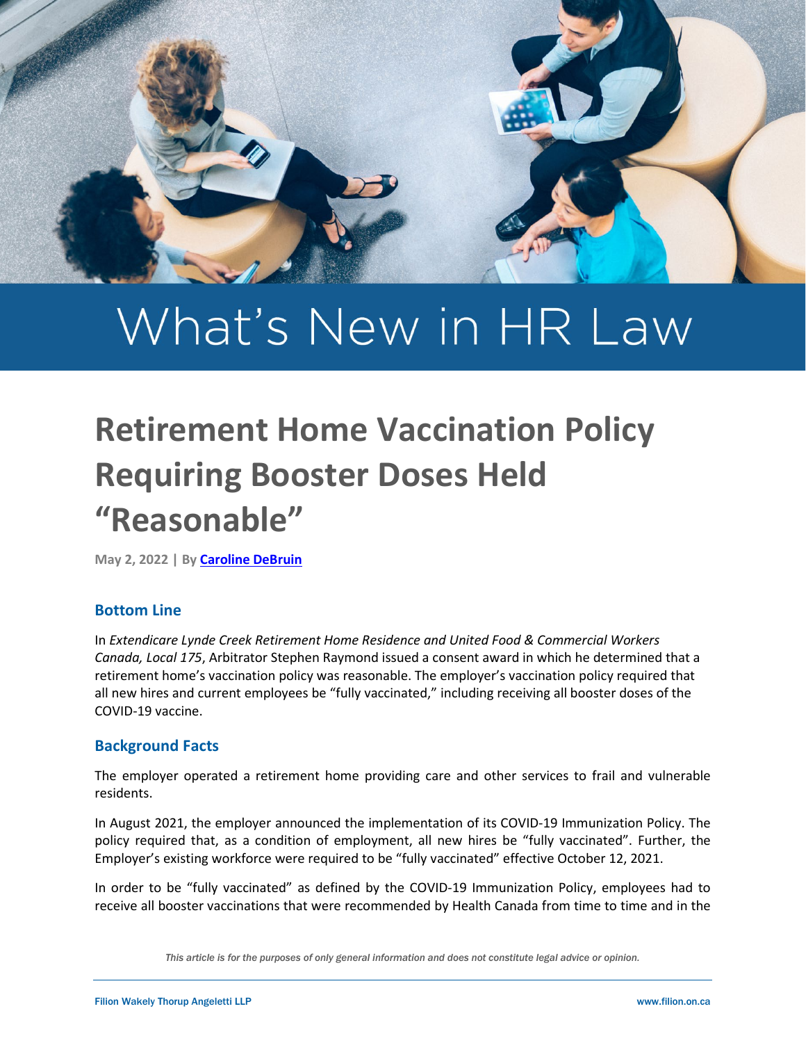# What's New in HR Law

## Retirement Home Vaccination Policy Requiring Booster Doses Held "Reasonable"

**May 2, 2022 | By Caroline DeBruin**

### Bottom Line

In *Extendicare Lynde Creek Retirement Home Residence and United Food & Commercial Workers Canada, Local 175*, Arbitrator Stephen Raymond issued a consent award in which he determined that a retirement home's vaccination policy was reasonable. The employer's vaccination policy required that all new hires and current employees be "fully vaccinated," including receiving all booster doses of the COVID-19 vaccine.

### Background Facts

The employer operated a retirement home providing care and other services to frail and vulnerable residents.

In August 2021, the employer announced the implementation of its COVID-19 Immunization Policy. The policy required that, as a condition of employment, all new hires be "fully vaccinated". Further, the Employer's existing workforce were required to be "fully vaccinated" effective October 12, 2021.

In order to be "fully vaccinated" as defined by the COVID-19 Immunization Policy, employees had to receive all booster vaccinations that were recommended by Health Canada from time to time and in the

*This article is for the purposes of only general information and does not constitute legal advice or opinion.*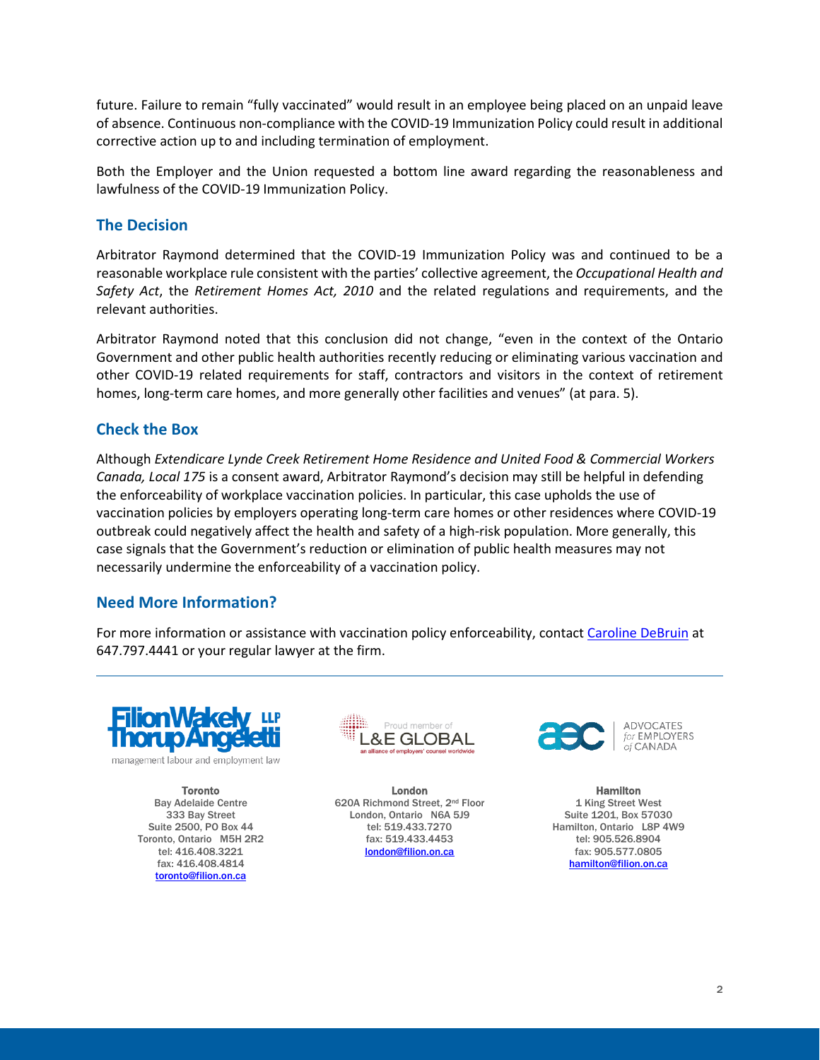future. Failure to remain "fully vaccinated" would result in an employee being placed on an unpaid leave of absence. Continuous non-compliance with the COVID-19 Immunization Policy could result in additional corrective action up to and including termination of employment.

Both the Employer and the Union requested a bottom line award regarding the reasonableness and lawfulness of the COVID-19 Immunization Policy.

## The Decision

Arbitrator Raymond determined that the COVID-19 Immunization Policy was and continued to be a reasonable workplace rule consistent with the parties' collective agreement, the *Occupational Health and Safety Act*, the *Retirement Homes Act, 2010* and the related regulations and requirements, and the relevant authorities.

Arbitrator Raymond noted that this conclusion did not change, "even in the context of the Ontario Government and other public health authorities recently reducing or eliminating various vaccination and other COVID-19 related requirements for staff, contractors and visitors in the context of retirement homes, long-term care homes, and more generally other facilities and venues" (at para. 5).

## Check the Box

Although *Extendicare Lynde Creek Retirement Home Residence and United Food & Commercial Workers Canada, Local 175* is a consent award, Arbitrator Raymond's decision may still be helpful in defending the enforceability of workplace vaccination policies. In particular, this case upholds the use of vaccination policies by employers operating long-term care homes or other residences where COVID-19 outbreak could negatively affect the health and safety of a high-risk population. More generally, this case signals that the Government's reduction or elimination of public health measures may not necessarily undermine the enforceability of a vaccination policy.

## Need More Information?

For more information or assistance with vaccination policy enforceability, contact Caroline DeBruin at 647.797.4441 or your regular lawyer at the firm.

---

Filion Wakely Thorup Angeletti LLP
management labour and employment law

Proud member of L&E GLOBAL
an alliance of employers' counsel worldwide

aec ADVOCATES for EMPLOYERS of CANADA

**Toronto**
Bay Adelaide Centre
333 Bay Street
Suite 2500, PO Box 44
Toronto, Ontario M5H 2R2
tel: 416.408.3221
fax: 416.408.4814
toronto@filion.on.ca

**London**
620A Richmond Street, 2nd Floor
London, Ontario N6A 5J9
tel: 519.433.7270
fax: 519.433.4453
london@filion.on.ca

**Hamilton**
1 King Street West
Suite 1201, Box 57030
Hamilton, Ontario L8P 4W9
tel: 905.526.8904
fax: 905.577.0805
hamilton@filion.on.ca